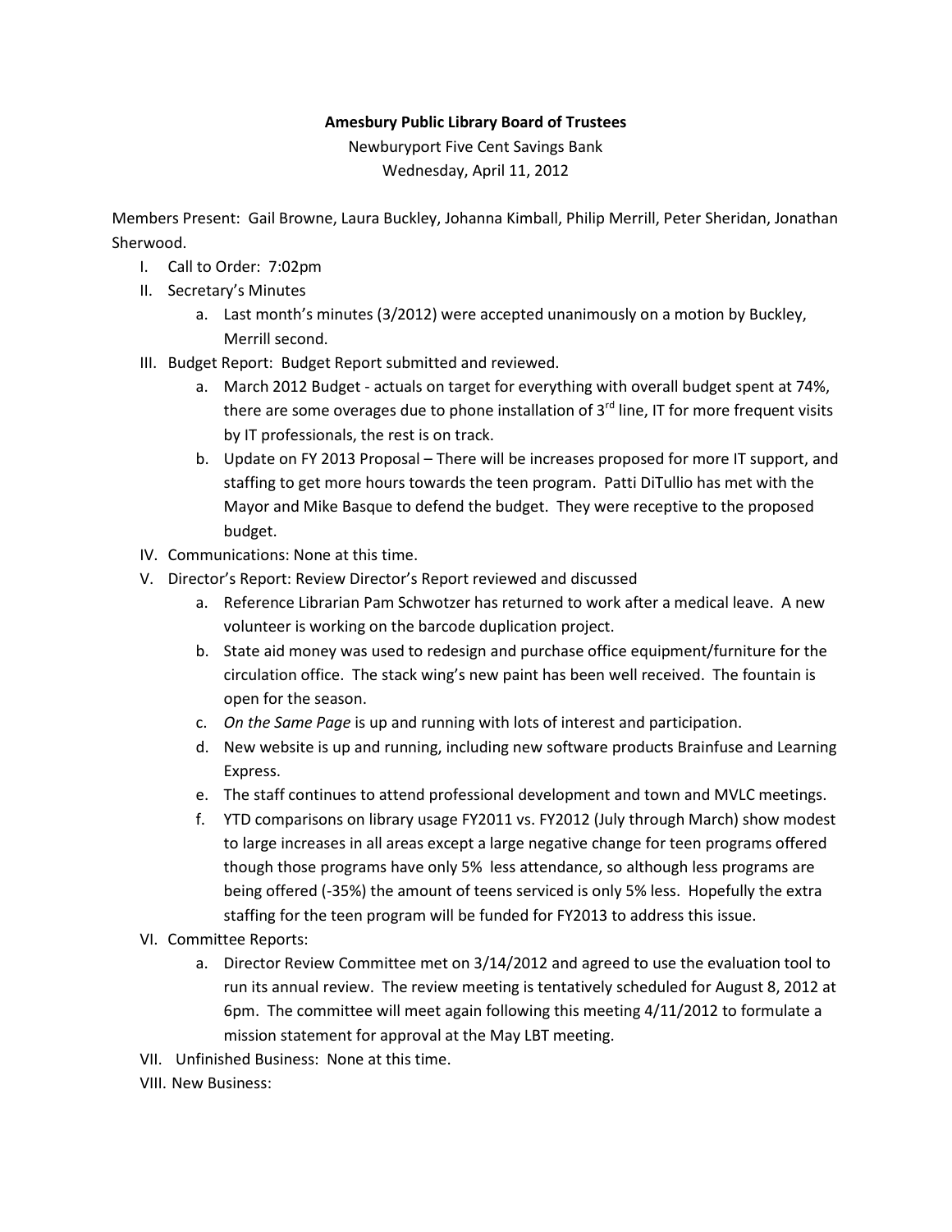**Amesbury Public Library Board of Trustees**

Newburyport Five Cent Savings Bank

Wednesday, April 11, 2012

Members Present: Gail Browne, Laura Buckley, Johanna Kimball, Philip Merrill, Peter Sheridan, Jonathan Sherwood.

I. Call to Order: 7:02pm

II. Secretary's Minutes

   a. Last month's minutes (3/2012) were accepted unanimously on a motion by Buckley, Merrill second.

III. Budget Report: Budget Report submitted and reviewed.

   a. March 2012 Budget - actuals on target for everything with overall budget spent at 74%, there are some overages due to phone installation of 3rd line, IT for more frequent visits by IT professionals, the rest is on track.

   b. Update on FY 2013 Proposal – There will be increases proposed for more IT support, and staffing to get more hours towards the teen program. Patti DiTullio has met with the Mayor and Mike Basque to defend the budget. They were receptive to the proposed budget.

IV. Communications: None at this time.

V. Director's Report: Review Director's Report reviewed and discussed

   a. Reference Librarian Pam Schwotzer has returned to work after a medical leave. A new volunteer is working on the barcode duplication project.

   b. State aid money was used to redesign and purchase office equipment/furniture for the circulation office. The stack wing's new paint has been well received. The fountain is open for the season.

   c. *On the Same Page* is up and running with lots of interest and participation.

   d. New website is up and running, including new software products Brainfuse and Learning Express.

   e. The staff continues to attend professional development and town and MVLC meetings.

   f. YTD comparisons on library usage FY2011 vs. FY2012 (July through March) show modest to large increases in all areas except a large negative change for teen programs offered though those programs have only 5% less attendance, so although less programs are being offered (-35%) the amount of teens serviced is only 5% less. Hopefully the extra staffing for the teen program will be funded for FY2013 to address this issue.

VI. Committee Reports:

   a. Director Review Committee met on 3/14/2012 and agreed to use the evaluation tool to run its annual review. The review meeting is tentatively scheduled for August 8, 2012 at 6pm. The committee will meet again following this meeting 4/11/2012 to formulate a mission statement for approval at the May LBT meeting.

VII. Unfinished Business: None at this time.

VIII. New Business: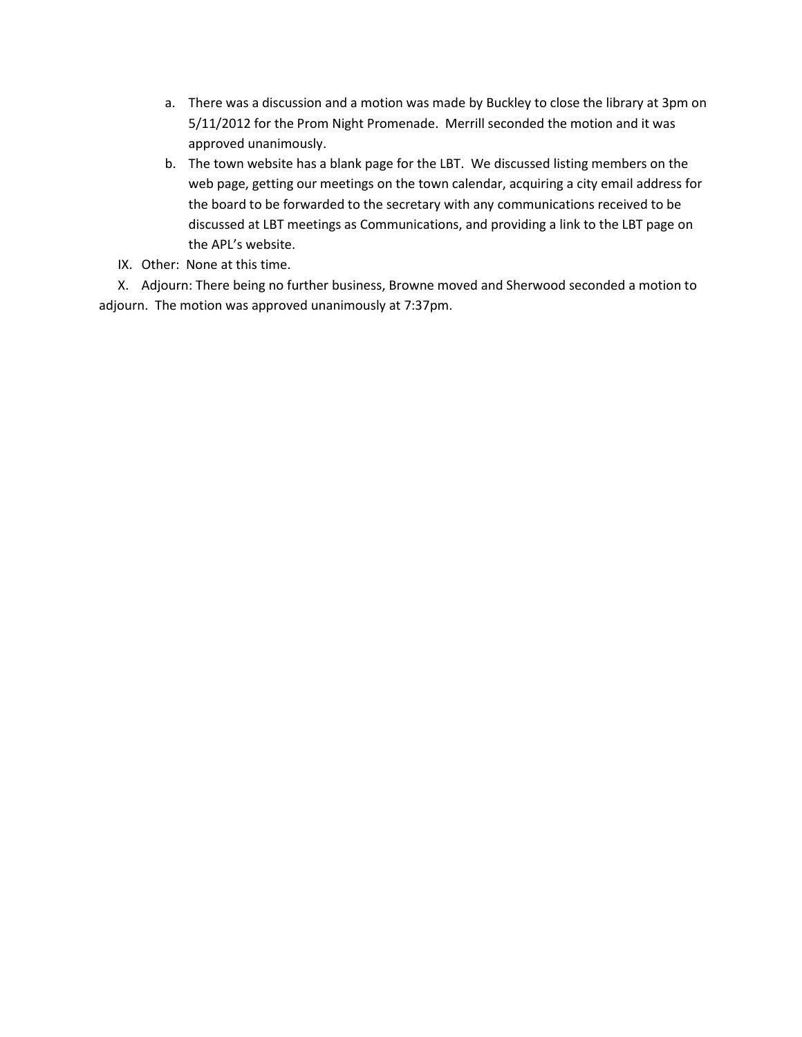a. There was a discussion and a motion was made by Buckley to close the library at 3pm on 5/11/2012 for the Prom Night Promenade. Merrill seconded the motion and it was approved unanimously.
   b. The town website has a blank page for the LBT. We discussed listing members on the web page, getting our meetings on the town calendar, acquiring a city email address for the board to be forwarded to the secretary with any communications received to be discussed at LBT meetings as Communications, and providing a link to the LBT page on the APL's website.

IX. Other: None at this time.

X. Adjourn: There being no further business, Browne moved and Sherwood seconded a motion to adjourn. The motion was approved unanimously at 7:37pm.